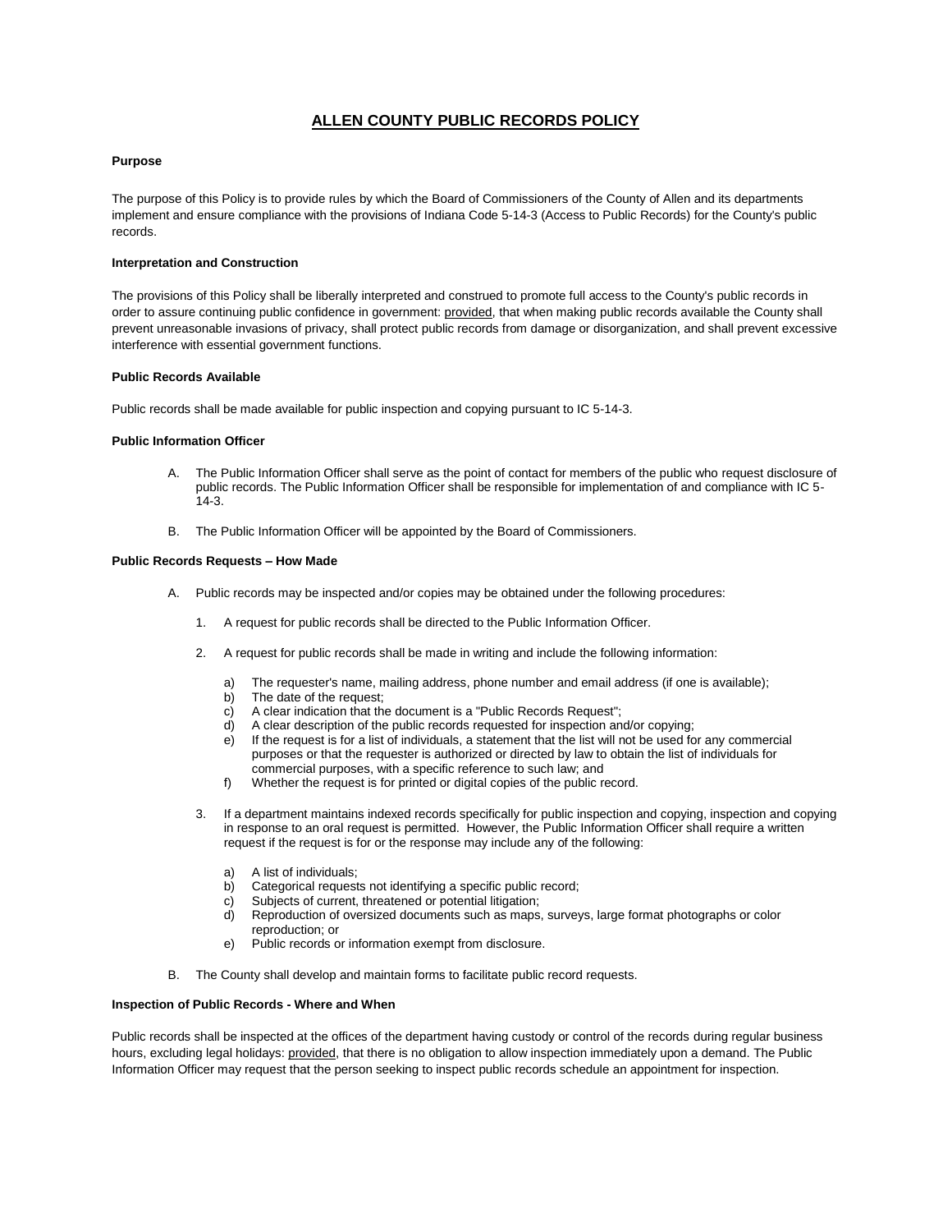# ALLEN COUNTY PUBLIC RECORDS POLICY

**Purpose**

The purpose of this Policy is to provide rules by which the Board of Commissioners of the County of Allen and its departments implement and ensure compliance with the provisions of Indiana Code 5-14-3 (Access to Public Records) for the County's public records.

**Interpretation and Construction**

The provisions of this Policy shall be liberally interpreted and construed to promote full access to the County's public records in order to assure continuing public confidence in government: provided, that when making public records available the County shall prevent unreasonable invasions of privacy, shall protect public records from damage or disorganization, and shall prevent excessive interference with essential government functions.

**Public Records Available**

Public records shall be made available for public inspection and copying pursuant to IC 5-14-3.

**Public Information Officer**

A. The Public Information Officer shall serve as the point of contact for members of the public who request disclosure of public records. The Public Information Officer shall be responsible for implementation of and compliance with IC 5-14-3.

B. The Public Information Officer will be appointed by the Board of Commissioners.

**Public Records Requests – How Made**

A. Public records may be inspected and/or copies may be obtained under the following procedures:

   1. A request for public records shall be directed to the Public Information Officer.

   2. A request for public records shall be made in writing and include the following information:

      a) The requester's name, mailing address, phone number and email address (if one is available);
      b) The date of the request;
      c) A clear indication that the document is a "Public Records Request";
      d) A clear description of the public records requested for inspection and/or copying;
      e) If the request is for a list of individuals, a statement that the list will not be used for any commercial purposes or that the requester is authorized or directed by law to obtain the list of individuals for commercial purposes, with a specific reference to such law; and
      f) Whether the request is for printed or digital copies of the public record.

   3. If a department maintains indexed records specifically for public inspection and copying, inspection and copying in response to an oral request is permitted. However, the Public Information Officer shall require a written request if the request is for or the response may include any of the following:

      a) A list of individuals;
      b) Categorical requests not identifying a specific public record;
      c) Subjects of current, threatened or potential litigation;
      d) Reproduction of oversized documents such as maps, surveys, large format photographs or color reproduction; or
      e) Public records or information exempt from disclosure.

B. The County shall develop and maintain forms to facilitate public record requests.

**Inspection of Public Records - Where and When**

Public records shall be inspected at the offices of the department having custody or control of the records during regular business hours, excluding legal holidays: provided, that there is no obligation to allow inspection immediately upon a demand. The Public Information Officer may request that the person seeking to inspect public records schedule an appointment for inspection.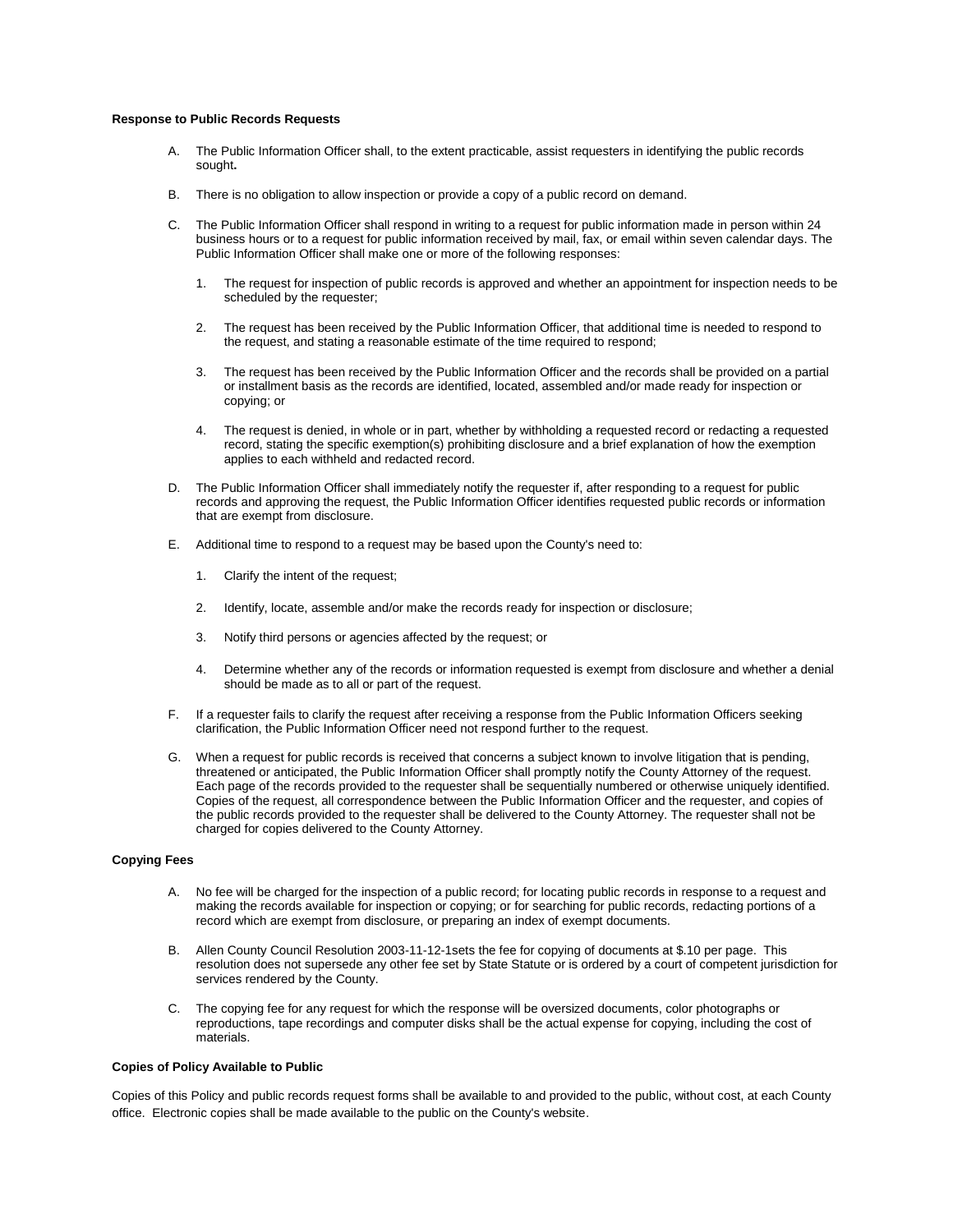**Response to Public Records Requests**

A. The Public Information Officer shall, to the extent practicable, assist requesters in identifying the public records sought**.**

B. There is no obligation to allow inspection or provide a copy of a public record on demand.

C. The Public Information Officer shall respond in writing to a request for public information made in person within 24 business hours or to a request for public information received by mail, fax, or email within seven calendar days. The Public Information Officer shall make one or more of the following responses:

   1. The request for inspection of public records is approved and whether an appointment for inspection needs to be scheduled by the requester;

   2. The request has been received by the Public Information Officer, that additional time is needed to respond to the request, and stating a reasonable estimate of the time required to respond;

   3. The request has been received by the Public Information Officer and the records shall be provided on a partial or installment basis as the records are identified, located, assembled and/or made ready for inspection or copying; or

   4. The request is denied, in whole or in part, whether by withholding a requested record or redacting a requested record, stating the specific exemption(s) prohibiting disclosure and a brief explanation of how the exemption applies to each withheld and redacted record.

D. The Public Information Officer shall immediately notify the requester if, after responding to a request for public records and approving the request, the Public Information Officer identifies requested public records or information that are exempt from disclosure.

E. Additional time to respond to a request may be based upon the County's need to:

   1. Clarify the intent of the request;

   2. Identify, locate, assemble and/or make the records ready for inspection or disclosure;

   3. Notify third persons or agencies affected by the request; or

   4. Determine whether any of the records or information requested is exempt from disclosure and whether a denial should be made as to all or part of the request.

F. If a requester fails to clarify the request after receiving a response from the Public Information Officers seeking clarification, the Public Information Officer need not respond further to the request.

G. When a request for public records is received that concerns a subject known to involve litigation that is pending, threatened or anticipated, the Public Information Officer shall promptly notify the County Attorney of the request. Each page of the records provided to the requester shall be sequentially numbered or otherwise uniquely identified. Copies of the request, all correspondence between the Public Information Officer and the requester, and copies of the public records provided to the requester shall be delivered to the County Attorney. The requester shall not be charged for copies delivered to the County Attorney.

**Copying Fees**

A. No fee will be charged for the inspection of a public record; for locating public records in response to a request and making the records available for inspection or copying; or for searching for public records, redacting portions of a record which are exempt from disclosure, or preparing an index of exempt documents.

B. Allen County Council Resolution 2003-11-12-1sets the fee for copying of documents at $.10 per page. This resolution does not supersede any other fee set by State Statute or is ordered by a court of competent jurisdiction for services rendered by the County.

C. The copying fee for any request for which the response will be oversized documents, color photographs or reproductions, tape recordings and computer disks shall be the actual expense for copying, including the cost of materials.

**Copies of Policy Available to Public**

Copies of this Policy and public records request forms shall be available to and provided to the public, without cost, at each County office. Electronic copies shall be made available to the public on the County's website.